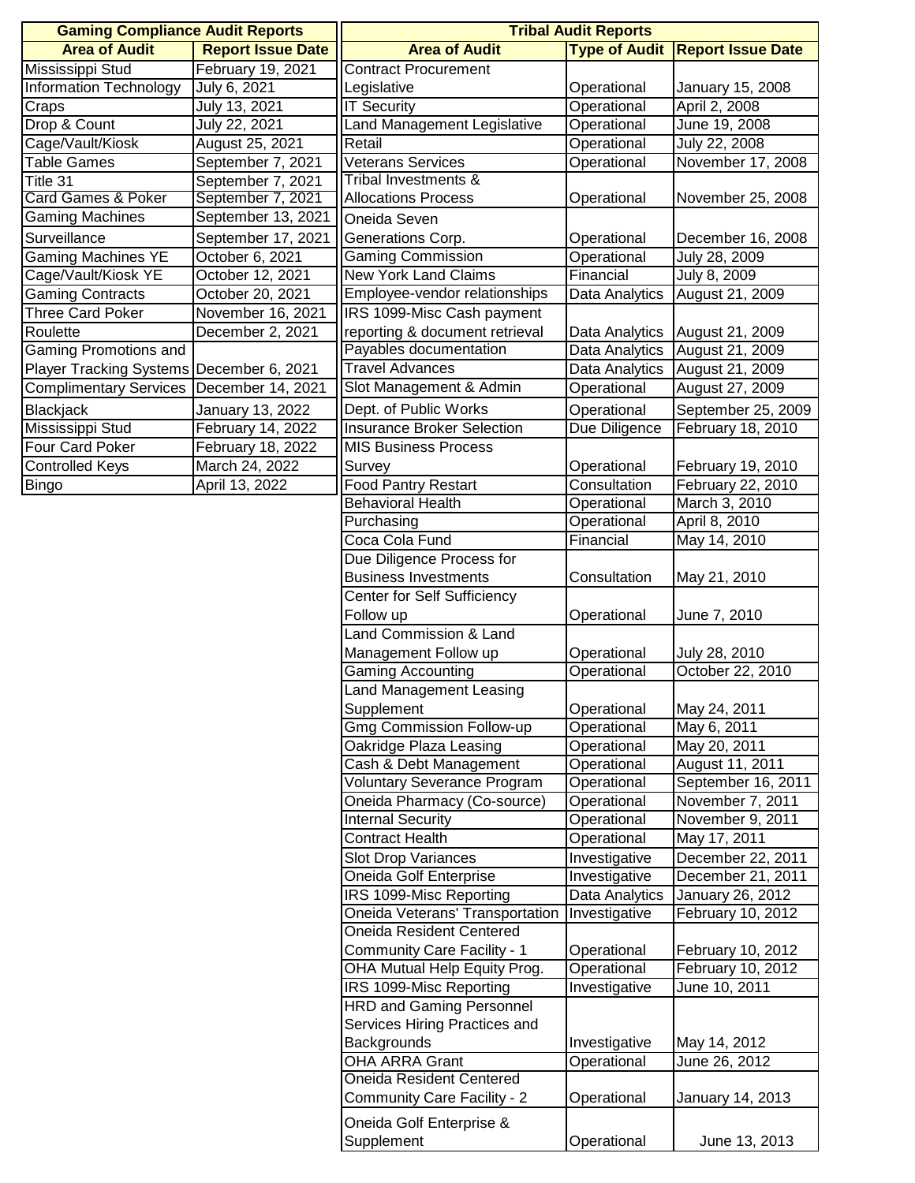## Gaming Compliance Audit Reports

| Area of Audit | Report Issue Date |
|---|---|
| Mississippi Stud | February 19, 2021 |
| Information Technology | July 6, 2021 |
| Craps | July 13, 2021 |
| Drop & Count | July 22, 2021 |
| Cage/Vault/Kiosk | August 25, 2021 |
| Table Games | September 7, 2021 |
| Title 31 | September 7, 2021 |
| Card Games & Poker | September 7, 2021 |
| Gaming Machines | September 13, 2021 |
| Surveillance | September 17, 2021 |
| Gaming Machines YE | October 6, 2021 |
| Cage/Vault/Kiosk YE | October 12, 2021 |
| Gaming Contracts | October 20, 2021 |
| Three Card Poker | November 16, 2021 |
| Roulette | December 2, 2021 |
| Gaming Promotions and Player Tracking Systems | December 6, 2021 |
| Complimentary Services | December 14, 2021 |
| Blackjack | January 13, 2022 |
| Mississippi Stud | February 14, 2022 |
| Four Card Poker | February 18, 2022 |
| Controlled Keys | March 24, 2022 |
| Bingo | April 13, 2022 |

## Tribal Audit Reports

| Area of Audit | Type of Audit | Report Issue Date |
|---|---|---|
| Contract Procurement Legislative | Operational | January 15, 2008 |
| IT Security | Operational | April 2, 2008 |
| Land Management Legislative | Operational | June 19, 2008 |
| Retail | Operational | July 22, 2008 |
| Veterans Services | Operational | November 17, 2008 |
| Tribal Investments & Allocations Process | Operational | November 25, 2008 |
| Oneida Seven Generations Corp. | Operational | December 16, 2008 |
| Gaming Commission | Operational | July 28, 2009 |
| New York Land Claims | Financial | July 8, 2009 |
| Employee-vendor relationships | Data Analytics | August 21, 2009 |
| IRS 1099-Misc Cash payment reporting & document retrieval | Data Analytics | August 21, 2009 |
| Payables documentation | Data Analytics | August 21, 2009 |
| Travel Advances | Data Analytics | August 21, 2009 |
| Slot Management & Admin | Operational | August 27, 2009 |
| Dept. of Public Works | Operational | September 25, 2009 |
| Insurance Broker Selection | Due Diligence | February 18, 2010 |
| MIS Business Process Survey | Operational | February 19, 2010 |
| Food Pantry Restart | Consultation | February 22, 2010 |
| Behavioral Health | Operational | March 3, 2010 |
| Purchasing | Operational | April 8, 2010 |
| Coca Cola Fund | Financial | May 14, 2010 |
| Due Diligence Process for Business Investments | Consultation | May 21, 2010 |
| Center for Self Sufficiency Follow up | Operational | June 7, 2010 |
| Land Commission & Land Management Follow up | Operational | July 28, 2010 |
| Gaming Accounting | Operational | October 22, 2010 |
| Land Management Leasing Supplement | Operational | May 24, 2011 |
| Gmg Commission Follow-up | Operational | May 6, 2011 |
| Oakridge Plaza Leasing | Operational | May 20, 2011 |
| Cash & Debt Management | Operational | August 11, 2011 |
| Voluntary Severance Program | Operational | September 16, 2011 |
| Oneida Pharmacy (Co-source) | Operational | November 7, 2011 |
| Internal Security | Operational | November 9, 2011 |
| Contract Health | Operational | May 17, 2011 |
| Slot Drop Variances | Investigative | December 22, 2011 |
| Oneida Golf Enterprise | Investigative | December 21, 2011 |
| IRS 1099-Misc Reporting | Data Analytics | January 26, 2012 |
| Oneida Veterans' Transportation | Investigative | February 10, 2012 |
| Oneida Resident Centered Community Care Facility - 1 | Operational | February 10, 2012 |
| OHA Mutual Help Equity Prog. | Operational | February 10, 2012 |
| IRS 1099-Misc Reporting | Investigative | June 10, 2011 |
| HRD and Gaming Personnel Services Hiring Practices and Backgrounds | Investigative | May 14, 2012 |
| OHA ARRA Grant | Operational | June 26, 2012 |
| Oneida Resident Centered Community Care Facility - 2 | Operational | January 14, 2013 |
| Oneida Golf Enterprise & Supplement | Operational | June 13, 2013 |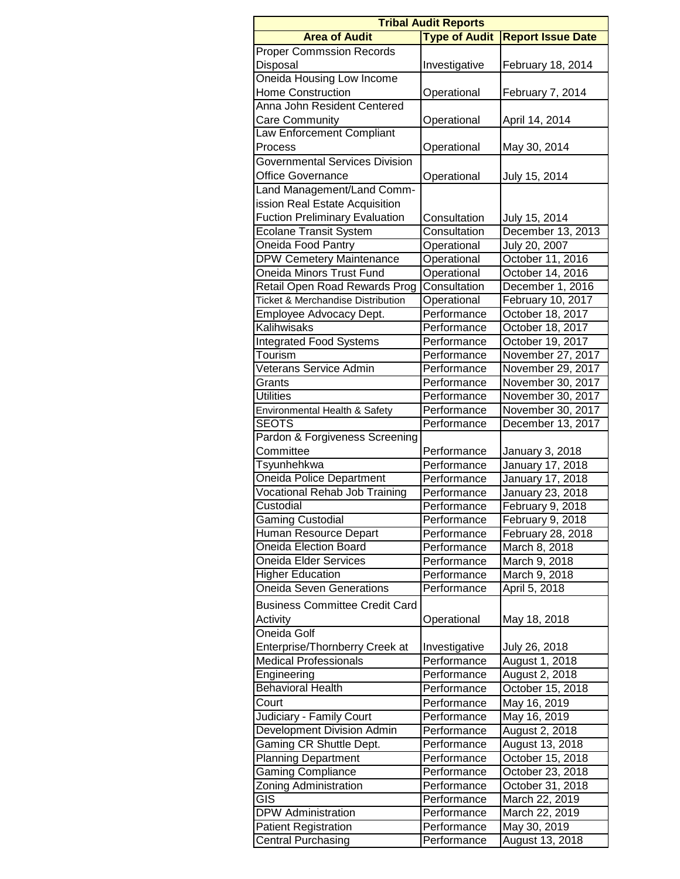| Tribal Audit Reports | | |
|---|---|---|
| **Area of Audit** | **Type of Audit** | **Report Issue Date** |
| Proper Commssion Records Disposal | Investigative | February 18, 2014 |
| Oneida Housing Low Income Home Construction | Operational | February 7, 2014 |
| Anna John Resident Centered Care Community | Operational | April 14, 2014 |
| Law Enforcement Compliant Process | Operational | May 30, 2014 |
| Governmental Services Division Office Governance | Operational | July 15, 2014 |
| Land Management/Land Comm-ission Real Estate Acquisition Fuction Preliminary Evaluation | Consultation | July 15, 2014 |
| Ecolane Transit System | Consultation | December 13, 2013 |
| Oneida Food Pantry | Operational | July 20, 2007 |
| DPW Cemetery Maintenance | Operational | October 11, 2016 |
| Oneida Minors Trust Fund | Operational | October 14, 2016 |
| Retail Open Road Rewards Prog | Consultation | December 1, 2016 |
| Ticket & Merchandise Distribution | Operational | February 10, 2017 |
| Employee Advocacy Dept. | Performance | October 18, 2017 |
| Kalihwisaks | Performance | October 18, 2017 |
| Integrated Food Systems | Performance | October 19, 2017 |
| Tourism | Performance | November 27, 2017 |
| Veterans Service Admin | Performance | November 29, 2017 |
| Grants | Performance | November 30, 2017 |
| Utilities | Performance | November 30, 2017 |
| Environmental Health & Safety | Performance | November 30, 2017 |
| SEOTS | Performance | December 13, 2017 |
| Pardon & Forgiveness Screening Committee | Performance | January 3, 2018 |
| Tsyunhehkwa | Performance | January 17, 2018 |
| Oneida Police Department | Performance | January 17, 2018 |
| Vocational Rehab Job Training | Performance | January 23, 2018 |
| Custodial | Performance | February 9, 2018 |
| Gaming Custodial | Performance | February 9, 2018 |
| Human Resource Depart | Performance | February 28, 2018 |
| Oneida Election Board | Performance | March 8, 2018 |
| Oneida Elder Services | Performance | March 9, 2018 |
| Higher Education | Performance | March 9, 2018 |
| Oneida Seven Generations | Performance | April 5, 2018 |
| Business Committee Credit Card Activity | Operational | May 18, 2018 |
| Oneida Golf Enterprise/Thornberry Creek at | Investigative | July 26, 2018 |
| Medical Professionals | Performance | August 1, 2018 |
| Engineering | Performance | August 2, 2018 |
| Behavioral Health | Performance | October 15, 2018 |
| Court | Performance | May 16, 2019 |
| Judiciary - Family Court | Performance | May 16, 2019 |
| Development Division Admin | Performance | August 2, 2018 |
| Gaming CR Shuttle Dept. | Performance | August 13, 2018 |
| Planning Department | Performance | October 15, 2018 |
| Gaming Compliance | Performance | October 23, 2018 |
| Zoning Administration | Performance | October 31, 2018 |
| GIS | Performance | March 22, 2019 |
| DPW Administration | Performance | March 22, 2019 |
| Patient Registration | Performance | May 30, 2019 |
| Central Purchasing | Performance | August 13, 2018 |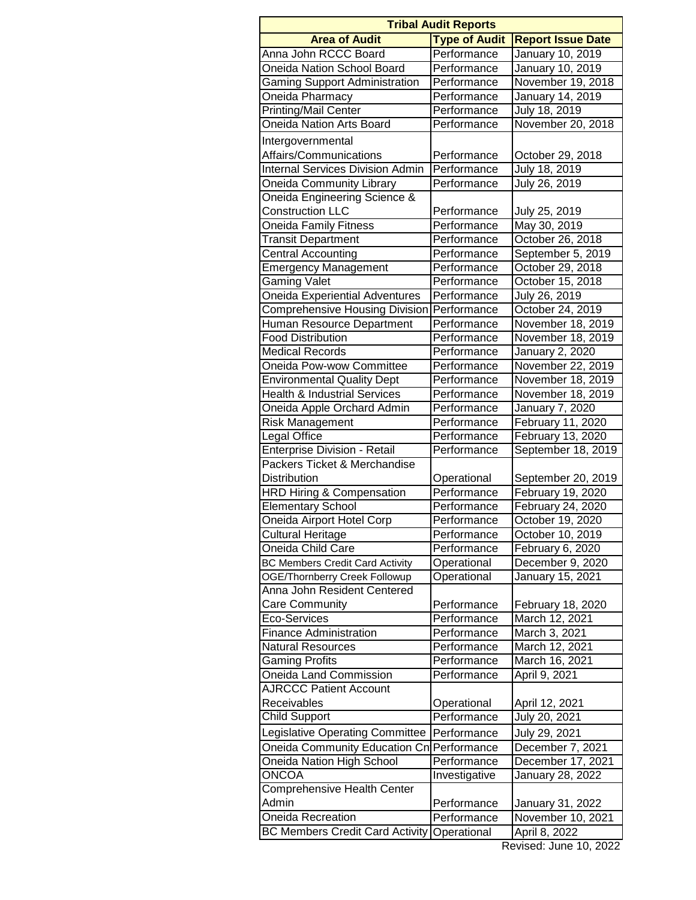| Tribal Audit Reports | | |
|---|---|---|
| **Area of Audit** | **Type of Audit** | **Report Issue Date** |
| Anna John RCCC Board | Performance | January 10, 2019 |
| Oneida Nation School Board | Performance | January 10, 2019 |
| Gaming Support Administration | Performance | November 19, 2018 |
| Oneida Pharmacy | Performance | January 14, 2019 |
| Printing/Mail Center | Performance | July 18, 2019 |
| Oneida Nation Arts Board | Performance | November 20, 2018 |
| Intergovernmental Affairs/Communications | Performance | October 29, 2018 |
| Internal Services Division Admin | Performance | July 18, 2019 |
| Oneida Community Library | Performance | July 26, 2019 |
| Oneida Engineering Science & Construction LLC | Performance | July 25, 2019 |
| Oneida Family Fitness | Performance | May 30, 2019 |
| Transit Department | Performance | October 26, 2018 |
| Central Accounting | Performance | September 5, 2019 |
| Emergency Management | Performance | October 29, 2018 |
| Gaming Valet | Performance | October 15, 2018 |
| Oneida Experiential Adventures | Performance | July 26, 2019 |
| Comprehensive Housing Division | Performance | October 24, 2019 |
| Human Resource Department | Performance | November 18, 2019 |
| Food Distribution | Performance | November 18, 2019 |
| Medical Records | Performance | January 2, 2020 |
| Oneida Pow-wow Committee | Performance | November 22, 2019 |
| Environmental Quality Dept | Performance | November 18, 2019 |
| Health & Industrial Services | Performance | November 18, 2019 |
| Oneida Apple Orchard Admin | Performance | January 7, 2020 |
| Risk Management | Performance | February 11, 2020 |
| Legal Office | Performance | February 13, 2020 |
| Enterprise Division - Retail | Performance | September 18, 2019 |
| Packers Ticket & Merchandise Distribution | Operational | September 20, 2019 |
| HRD Hiring & Compensation | Performance | February 19, 2020 |
| Elementary School | Performance | February 24, 2020 |
| Oneida Airport Hotel Corp | Performance | October 19, 2020 |
| Cultural Heritage | Performance | October 10, 2019 |
| Oneida Child Care | Performance | February 6, 2020 |
| BC Members Credit Card Activity | Operational | December 9, 2020 |
| OGE/Thornberry Creek Followup | Operational | January 15, 2021 |
| Anna John Resident Centered Care Community | Performance | February 18, 2020 |
| Eco-Services | Performance | March 12, 2021 |
| Finance Administration | Performance | March 3, 2021 |
| Natural Resources | Performance | March 12, 2021 |
| Gaming Profits | Performance | March 16, 2021 |
| Oneida Land Commission | Performance | April 9, 2021 |
| AJRCCC Patient Account Receivables | Operational | April 12, 2021 |
| Child Support | Performance | July 20, 2021 |
| Legislative Operating Committee | Performance | July 29, 2021 |
| Oneida Community Education Cn | Performance | December 7, 2021 |
| Oneida Nation High School | Performance | December 17, 2021 |
| ONCOA | Investigative | January 28, 2022 |
| Comprehensive Health Center Admin | Performance | January 31, 2022 |
| Oneida Recreation | Performance | November 10, 2021 |
| BC Members Credit Card Activity | Operational | April 8, 2022 |

Revised: June 10, 2022